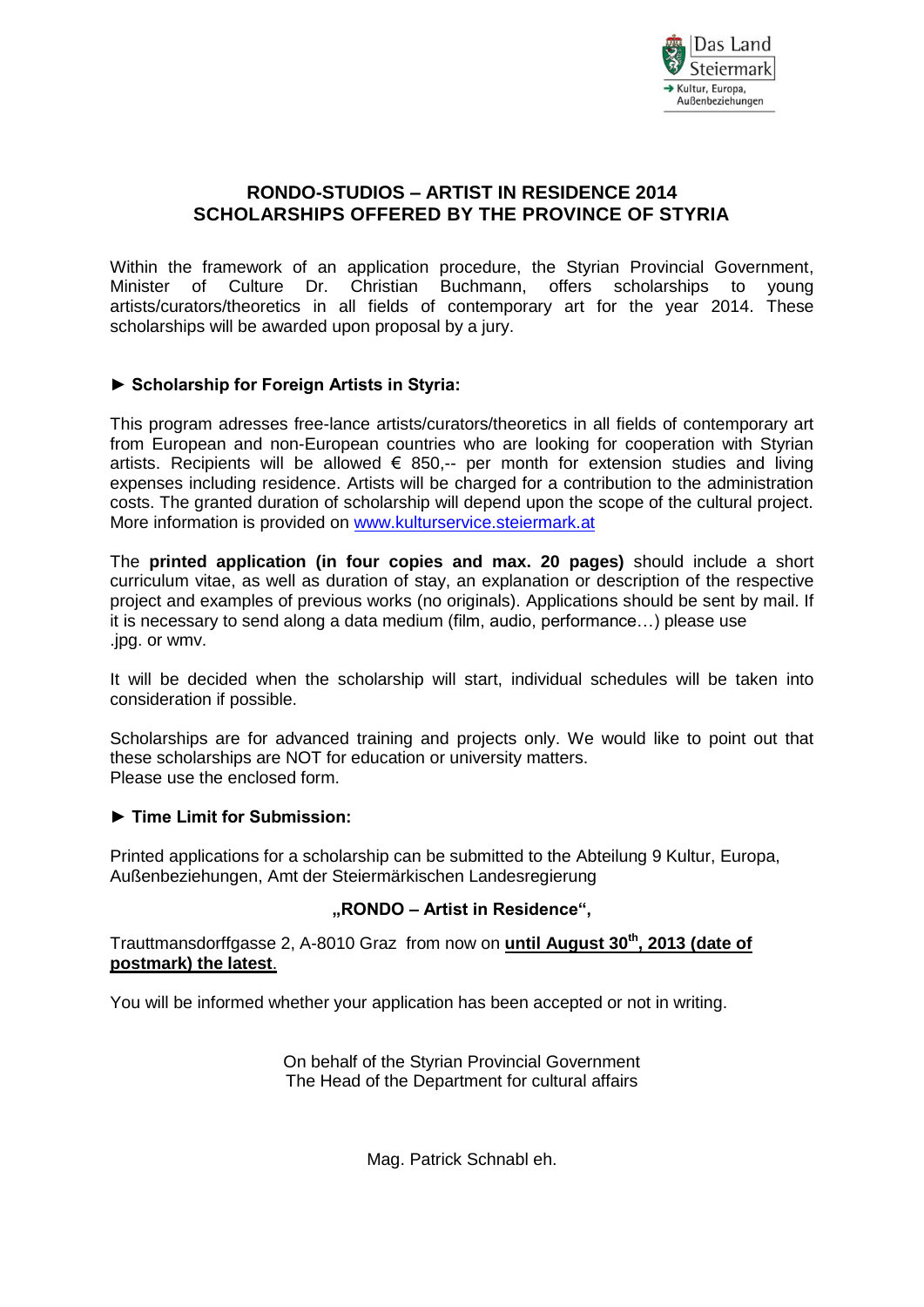Das Land Steiermark
Kultur, Europa, Außenbeziehungen

# RONDO-STUDIOS – ARTIST IN RESIDENCE 2014
# SCHOLARSHIPS OFFERED BY THE PROVINCE OF STYRIA

Within the framework of an application procedure, the Styrian Provincial Government, Minister of Culture Dr. Christian Buchmann, offers scholarships to young artists/curators/theoretics in all fields of contemporary art for the year 2014. These scholarships will be awarded upon proposal by a jury.

## ► Scholarship for Foreign Artists in Styria:

This program adresses free-lance artists/curators/theoretics in all fields of contemporary art from European and non-European countries who are looking for cooperation with Styrian artists. Recipients will be allowed € 850,-- per month for extension studies and living expenses including residence. Artists will be charged for a contribution to the administration costs. The granted duration of scholarship will depend upon the scope of the cultural project. More information is provided on www.kulturservice.steiermark.at

The **printed application (in four copies and max. 20 pages)** should include a short curriculum vitae, as well as duration of stay, an explanation or description of the respective project and examples of previous works (no originals). Applications should be sent by mail. If it is necessary to send along a data medium (film, audio, performance…) please use .jpg. or wmv.

It will be decided when the scholarship will start, individual schedules will be taken into consideration if possible.

Scholarships are for advanced training and projects only. We would like to point out that these scholarships are NOT for education or university matters.
Please use the enclosed form.

## ► Time Limit for Submission:

Printed applications for a scholarship can be submitted to the Abteilung 9 Kultur, Europa, Außenbeziehungen, Amt der Steiermärkischen Landesregierung

**„RONDO – Artist in Residence“,**

Trauttmansdorffgasse 2, A-8010 Graz from now on **until August 30th, 2013 (date of postmark) the latest**.

You will be informed whether your application has been accepted or not in writing.

On behalf of the Styrian Provincial Government
The Head of the Department for cultural affairs

Mag. Patrick Schnabl eh.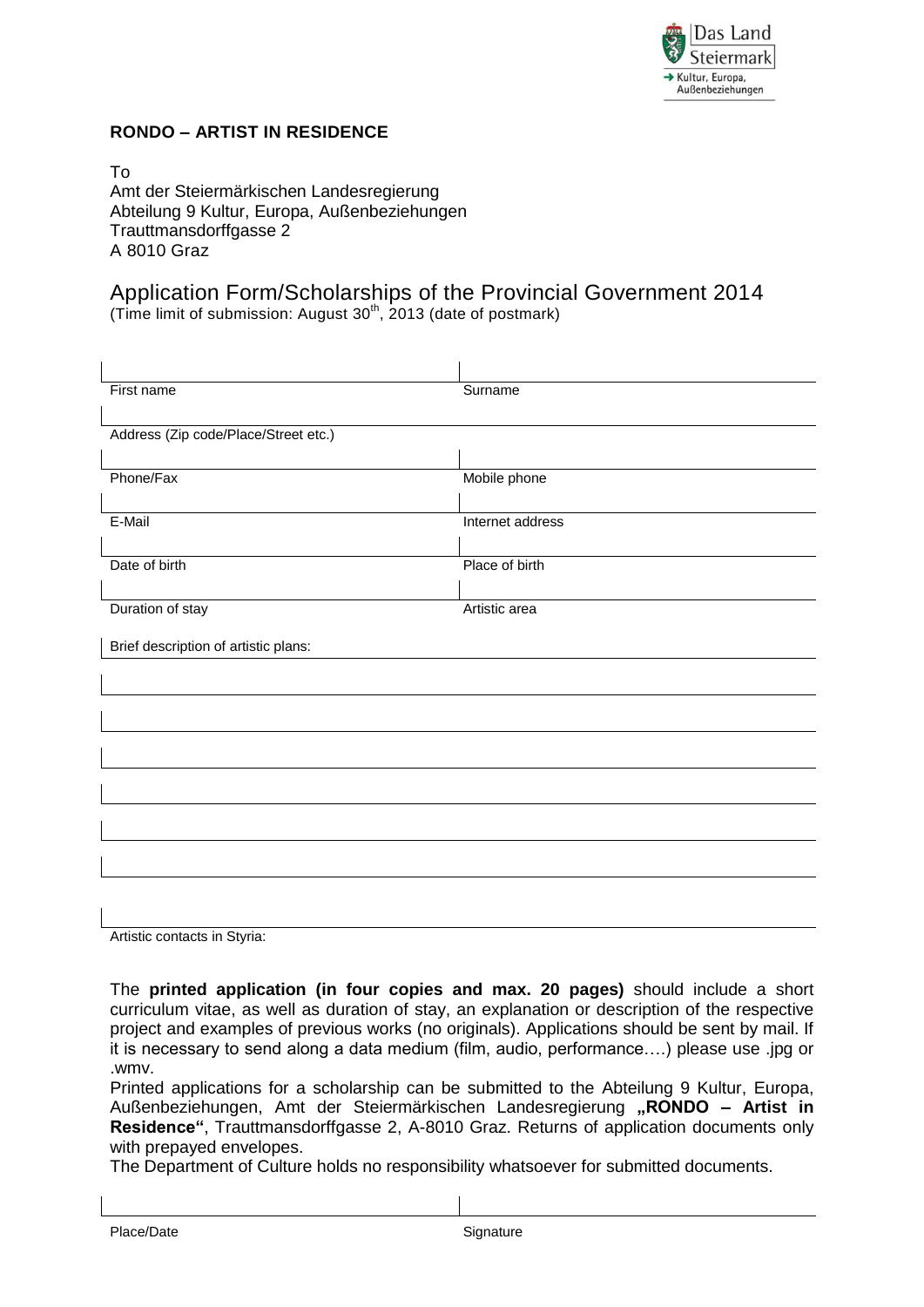Das Land Steiermark
→ Kultur, Europa, Außenbeziehungen

**RONDO – ARTIST IN RESIDENCE**

To
Amt der Steiermärkischen Landesregierung
Abteilung 9 Kultur, Europa, Außenbeziehungen
Trauttmansdorffgasse 2
A 8010 Graz

## Application Form/Scholarships of the Provincial Government 2014

(Time limit of submission: August 30th, 2013 (date of postmark)

| | |
|---|---|
| First name | Surname |
| Address (Zip code/Place/Street etc.) | |
| Phone/Fax | Mobile phone |
| E-Mail | Internet address |
| Date of birth | Place of birth |
| Duration of stay | Artistic area |

Brief description of artistic plans:

Artistic contacts in Styria:

The **printed application (in four copies and max. 20 pages)** should include a short curriculum vitae, as well as duration of stay, an explanation or description of the respective project and examples of previous works (no originals). Applications should be sent by mail. If it is necessary to send along a data medium (film, audio, performance….) please use .jpg or .wmv.

Printed applications for a scholarship can be submitted to the Abteilung 9 Kultur, Europa, Außenbeziehungen, Amt der Steiermärkischen Landesregierung **„RONDO – Artist in Residence"**, Trauttmansdorffgasse 2, A-8010 Graz. Returns of application documents only with prepayed envelopes.

The Department of Culture holds no responsibility whatsoever for submitted documents.

| | |
|---|---|
| Place/Date | Signature |